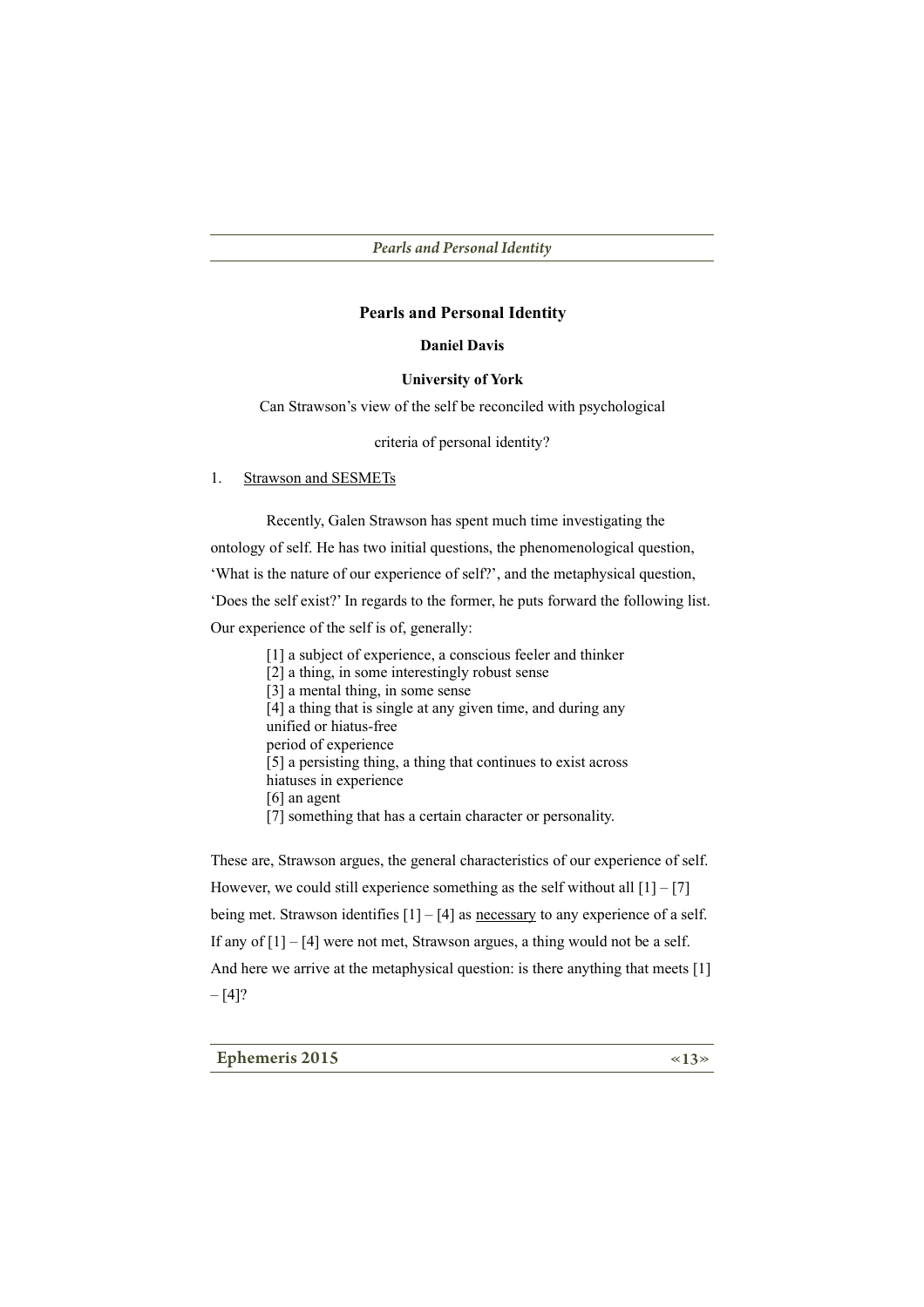# Pearls and Personal Identity

**Daniel Davis**

**University of York**

Can Strawson's view of the self be reconciled with psychological

criteria of personal identity?

## 1. Strawson and SESMETs

Recently, Galen Strawson has spent much time investigating the ontology of self. He has two initial questions, the phenomenological question, 'What is the nature of our experience of self?', and the metaphysical question, 'Does the self exist?' In regards to the former, he puts forward the following list. Our experience of the self is of, generally:

> [1] a subject of experience, a conscious feeler and thinker
> [2] a thing, in some interestingly robust sense
> [3] a mental thing, in some sense
> [4] a thing that is single at any given time, and during any unified or hiatus-free period of experience
> [5] a persisting thing, a thing that continues to exist across hiatuses in experience
> [6] an agent
> [7] something that has a certain character or personality.

These are, Strawson argues, the general characteristics of our experience of self. However, we could still experience something as the self without all [1] – [7] being met. Strawson identifies [1] – [4] as necessary to any experience of a self. If any of [1] – [4] were not met, Strawson argues, a thing would not be a self. And here we arrive at the metaphysical question: is there anything that meets [1] – [4]?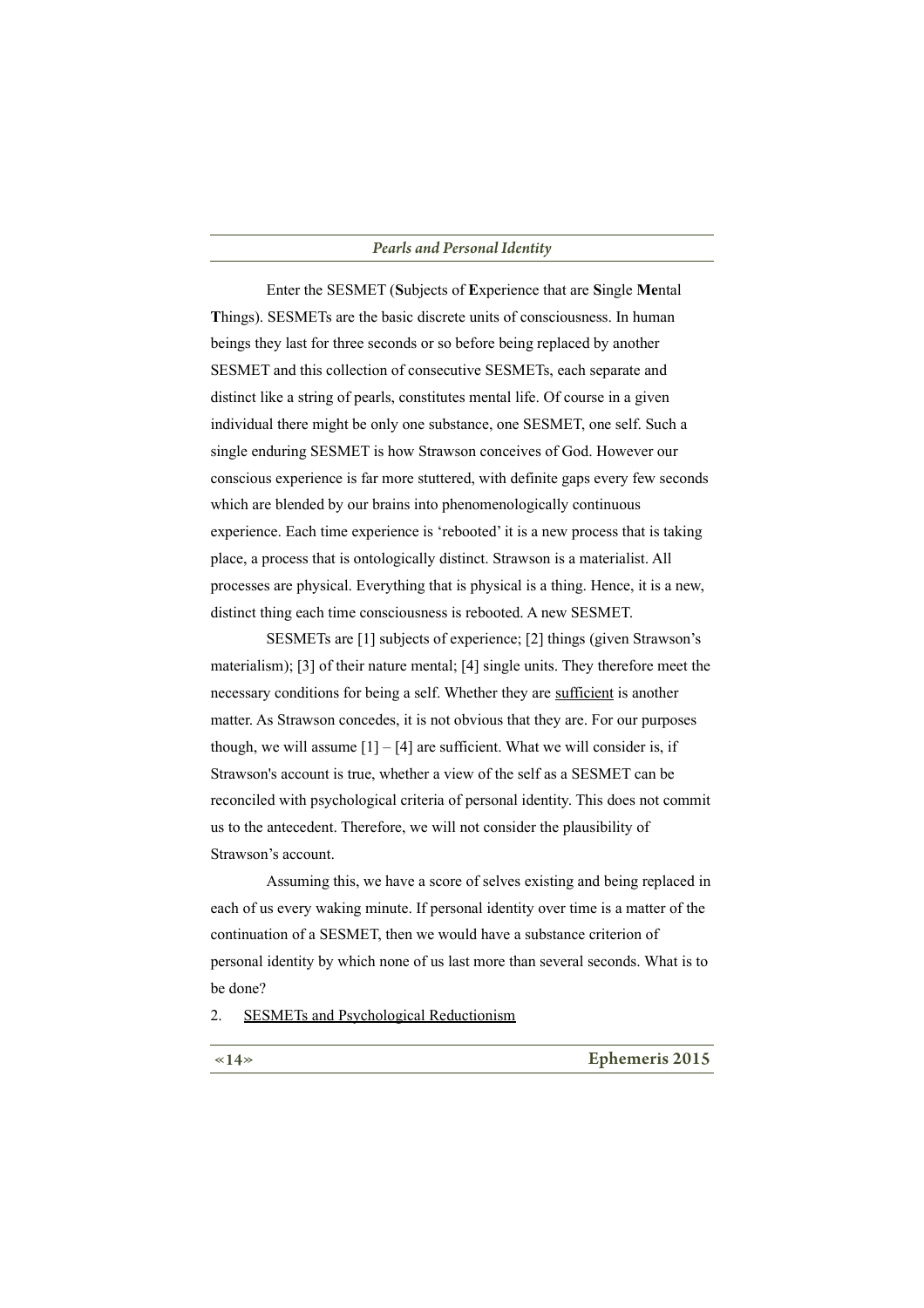Enter the SESMET (**S**ubjects of **E**xperience that are **S**ingle **Me**ntal **T**hings). SESMETs are the basic discrete units of consciousness. In human beings they last for three seconds or so before being replaced by another SESMET and this collection of consecutive SESMETs, each separate and distinct like a string of pearls, constitutes mental life. Of course in a given individual there might be only one substance, one SESMET, one self. Such a single enduring SESMET is how Strawson conceives of God. However our conscious experience is far more stuttered, with definite gaps every few seconds which are blended by our brains into phenomenologically continuous experience. Each time experience is 'rebooted' it is a new process that is taking place, a process that is ontologically distinct. Strawson is a materialist. All processes are physical. Everything that is physical is a thing. Hence, it is a new, distinct thing each time consciousness is rebooted. A new SESMET.

SESMETs are [1] subjects of experience; [2] things (given Strawson's materialism); [3] of their nature mental; [4] single units. They therefore meet the necessary conditions for being a self. Whether they are <u>sufficient</u> is another matter. As Strawson concedes, it is not obvious that they are. For our purposes though, we will assume [1] – [4] are sufficient. What we will consider is, if Strawson's account is true, whether a view of the self as a SESMET can be reconciled with psychological criteria of personal identity. This does not commit us to the antecedent. Therefore, we will not consider the plausibility of Strawson's account.

Assuming this, we have a score of selves existing and being replaced in each of us every waking minute. If personal identity over time is a matter of the continuation of a SESMET, then we would have a substance criterion of personal identity by which none of us last more than several seconds. What is to be done?

## 2. <u>SESMETs and Psychological Reductionism</u>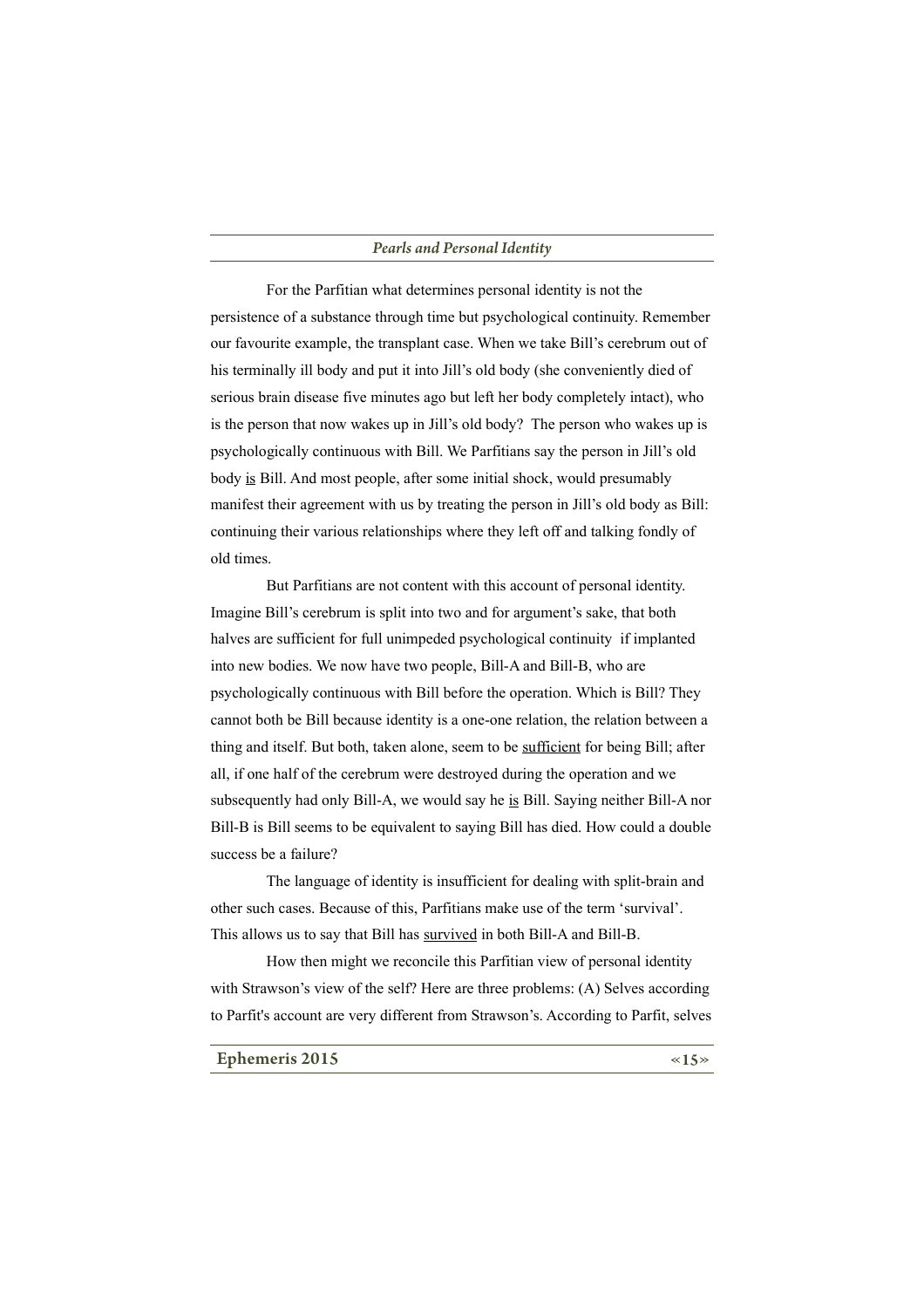For the Parfitian what determines personal identity is not the persistence of a substance through time but psychological continuity. Remember our favourite example, the transplant case. When we take Bill's cerebrum out of his terminally ill body and put it into Jill's old body (she conveniently died of serious brain disease five minutes ago but left her body completely intact), who is the person that now wakes up in Jill's old body? The person who wakes up is psychologically continuous with Bill. We Parfitians say the person in Jill's old body <u>is</u> Bill. And most people, after some initial shock, would presumably manifest their agreement with us by treating the person in Jill's old body as Bill: continuing their various relationships where they left off and talking fondly of old times.

But Parfitians are not content with this account of personal identity. Imagine Bill's cerebrum is split into two and for argument's sake, that both halves are sufficient for full unimpeded psychological continuity if implanted into new bodies. We now have two people, Bill-A and Bill-B, who are psychologically continuous with Bill before the operation. Which is Bill? They cannot both be Bill because identity is a one-one relation, the relation between a thing and itself. But both, taken alone, seem to be <u>sufficient</u> for being Bill; after all, if one half of the cerebrum were destroyed during the operation and we subsequently had only Bill-A, we would say he <u>is</u> Bill. Saying neither Bill-A nor Bill-B is Bill seems to be equivalent to saying Bill has died. How could a double success be a failure?

The language of identity is insufficient for dealing with split-brain and other such cases. Because of this, Parfitians make use of the term 'survival'. This allows us to say that Bill has <u>survived</u> in both Bill-A and Bill-B.

How then might we reconcile this Parfitian view of personal identity with Strawson's view of the self? Here are three problems: (A) Selves according to Parfit's account are very different from Strawson's. According to Parfit, selves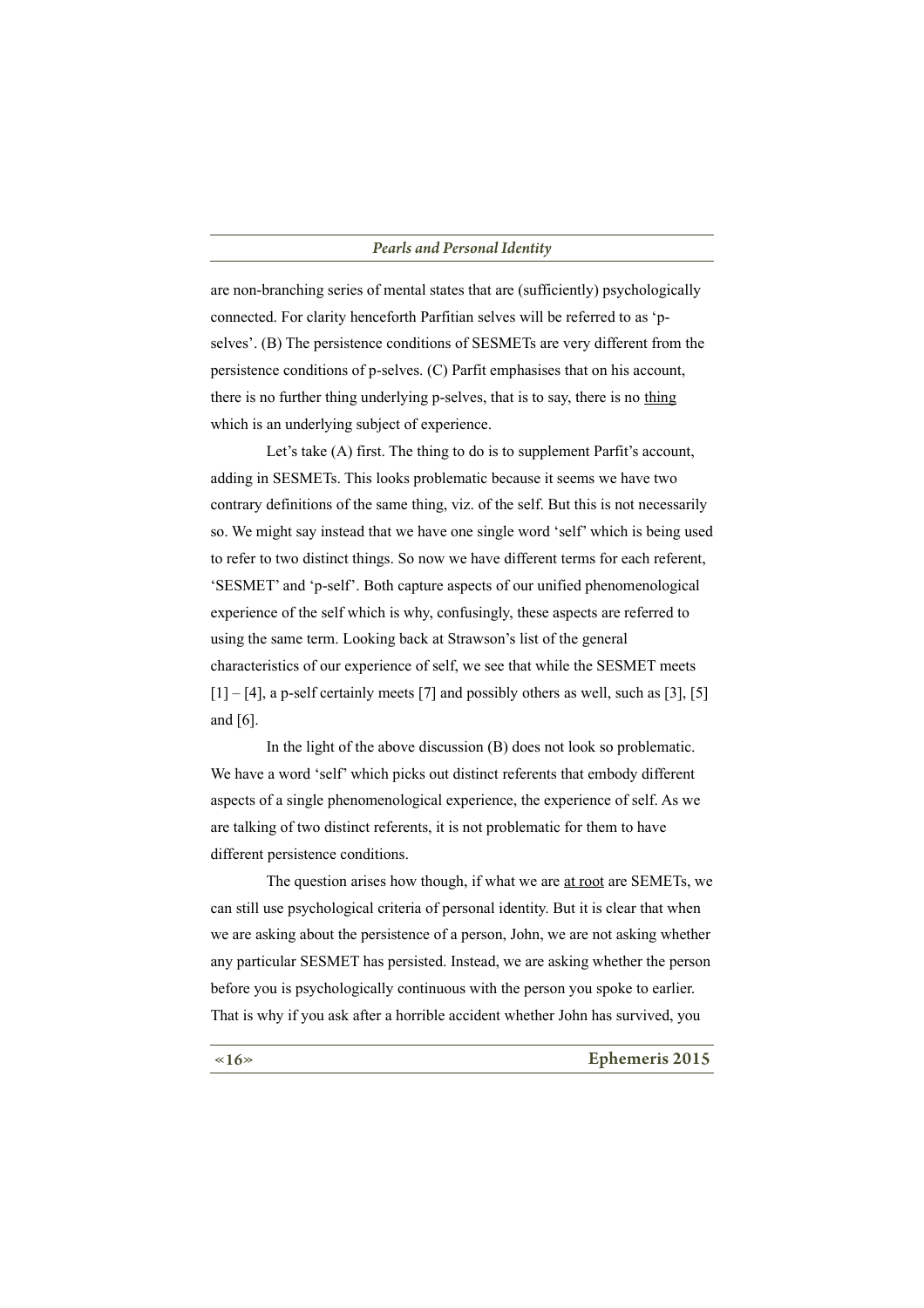are non-branching series of mental states that are (sufficiently) psychologically connected. For clarity henceforth Parfitian selves will be referred to as 'p-selves'. (B) The persistence conditions of SESMETs are very different from the persistence conditions of p-selves. (C) Parfit emphasises that on his account, there is no further thing underlying p-selves, that is to say, there is no <u>thing</u> which is an underlying subject of experience.

Let's take (A) first. The thing to do is to supplement Parfit's account, adding in SESMETs. This looks problematic because it seems we have two contrary definitions of the same thing, viz. of the self. But this is not necessarily so. We might say instead that we have one single word 'self' which is being used to refer to two distinct things. So now we have different terms for each referent, 'SESMET' and 'p-self'. Both capture aspects of our unified phenomenological experience of the self which is why, confusingly, these aspects are referred to using the same term. Looking back at Strawson's list of the general characteristics of our experience of self, we see that while the SESMET meets [1] – [4], a p-self certainly meets [7] and possibly others as well, such as [3], [5] and [6].

In the light of the above discussion (B) does not look so problematic. We have a word 'self' which picks out distinct referents that embody different aspects of a single phenomenological experience, the experience of self. As we are talking of two distinct referents, it is not problematic for them to have different persistence conditions.

The question arises how though, if what we are <u>at root</u> are SEMETs, we can still use psychological criteria of personal identity. But it is clear that when we are asking about the persistence of a person, John, we are not asking whether any particular SESMET has persisted. Instead, we are asking whether the person before you is psychologically continuous with the person you spoke to earlier. That is why if you ask after a horrible accident whether John has survived, you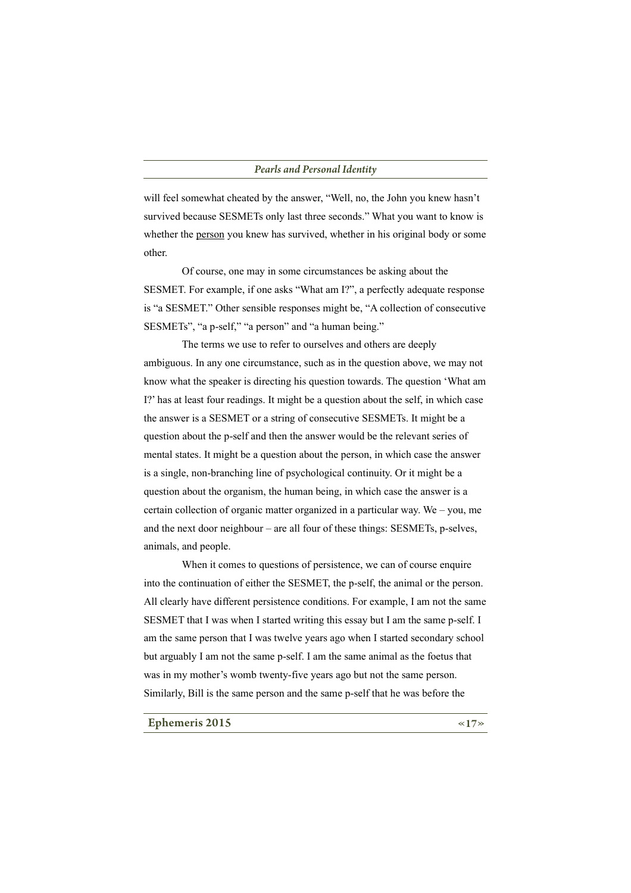will feel somewhat cheated by the answer, "Well, no, the John you knew hasn't survived because SESMETs only last three seconds." What you want to know is whether the <u>person</u> you knew has survived, whether in his original body or some other.

Of course, one may in some circumstances be asking about the SESMET. For example, if one asks "What am I?", a perfectly adequate response is "a SESMET." Other sensible responses might be, "A collection of consecutive SESMETs", "a p-self," "a person" and "a human being."

The terms we use to refer to ourselves and others are deeply ambiguous. In any one circumstance, such as in the question above, we may not know what the speaker is directing his question towards. The question 'What am I?' has at least four readings. It might be a question about the self, in which case the answer is a SESMET or a string of consecutive SESMETs. It might be a question about the p-self and then the answer would be the relevant series of mental states. It might be a question about the person, in which case the answer is a single, non-branching line of psychological continuity. Or it might be a question about the organism, the human being, in which case the answer is a certain collection of organic matter organized in a particular way. We – you, me and the next door neighbour – are all four of these things: SESMETs, p-selves, animals, and people.

When it comes to questions of persistence, we can of course enquire into the continuation of either the SESMET, the p-self, the animal or the person. All clearly have different persistence conditions. For example, I am not the same SESMET that I was when I started writing this essay but I am the same p-self. I am the same person that I was twelve years ago when I started secondary school but arguably I am not the same p-self. I am the same animal as the foetus that was in my mother's womb twenty-five years ago but not the same person. Similarly, Bill is the same person and the same p-self that he was before the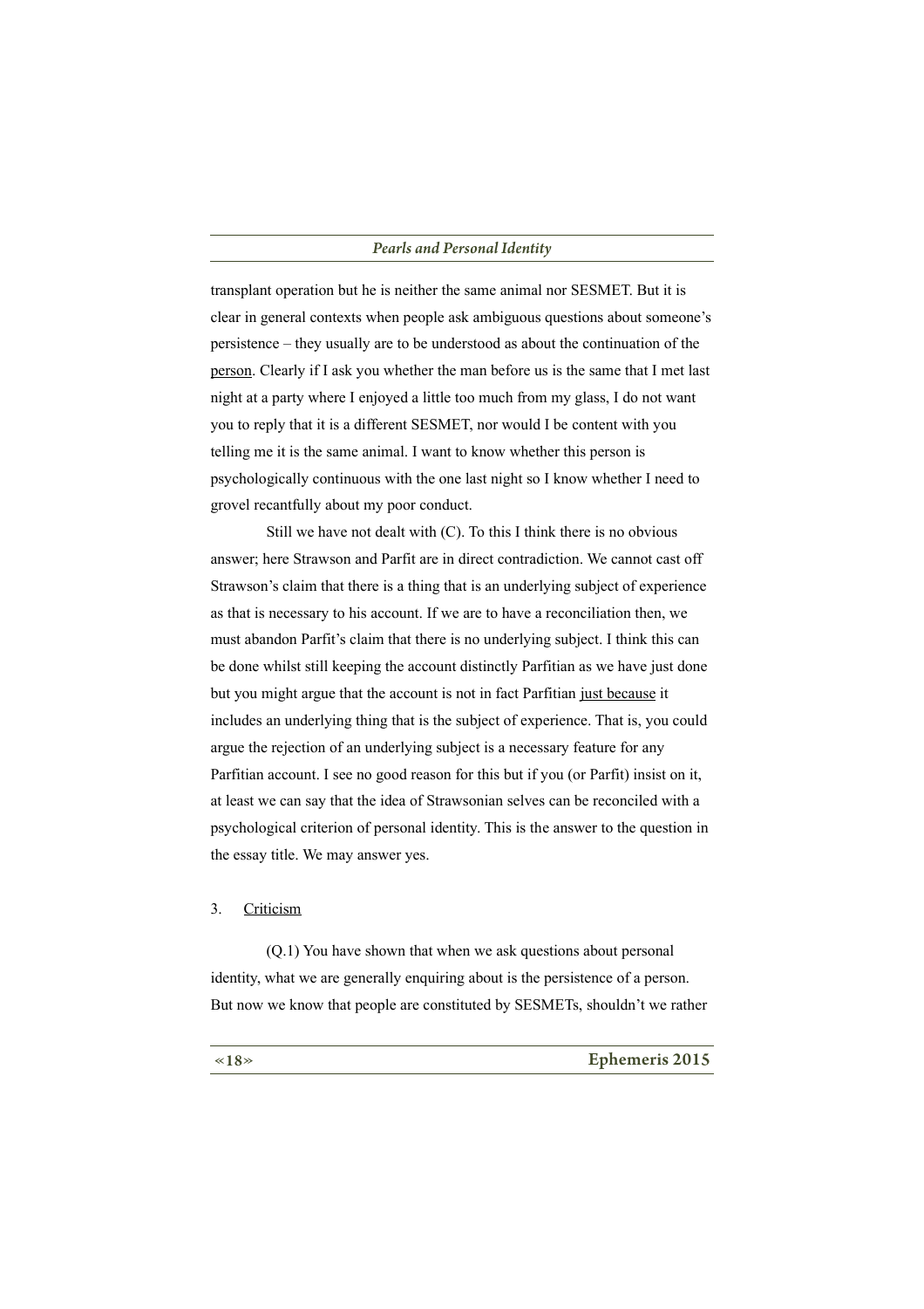transplant operation but he is neither the same animal nor SESMET. But it is clear in general contexts when people ask ambiguous questions about someone's persistence – they usually are to be understood as about the continuation of the <u>person</u>. Clearly if I ask you whether the man before us is the same that I met last night at a party where I enjoyed a little too much from my glass, I do not want you to reply that it is a different SESMET, nor would I be content with you telling me it is the same animal. I want to know whether this person is psychologically continuous with the one last night so I know whether I need to grovel recantfully about my poor conduct.

Still we have not dealt with (C). To this I think there is no obvious answer; here Strawson and Parfit are in direct contradiction. We cannot cast off Strawson's claim that there is a thing that is an underlying subject of experience as that is necessary to his account. If we are to have a reconciliation then, we must abandon Parfit's claim that there is no underlying subject. I think this can be done whilst still keeping the account distinctly Parfitian as we have just done but you might argue that the account is not in fact Parfitian <u>just because</u> it includes an underlying thing that is the subject of experience. That is, you could argue the rejection of an underlying subject is a necessary feature for any Parfitian account. I see no good reason for this but if you (or Parfit) insist on it, at least we can say that the idea of Strawsonian selves can be reconciled with a psychological criterion of personal identity. This is the answer to the question in the essay title. We may answer yes.

## 3. <u>Criticism</u>

(Q.1) You have shown that when we ask questions about personal identity, what we are generally enquiring about is the persistence of a person. But now we know that people are constituted by SESMETs, shouldn't we rather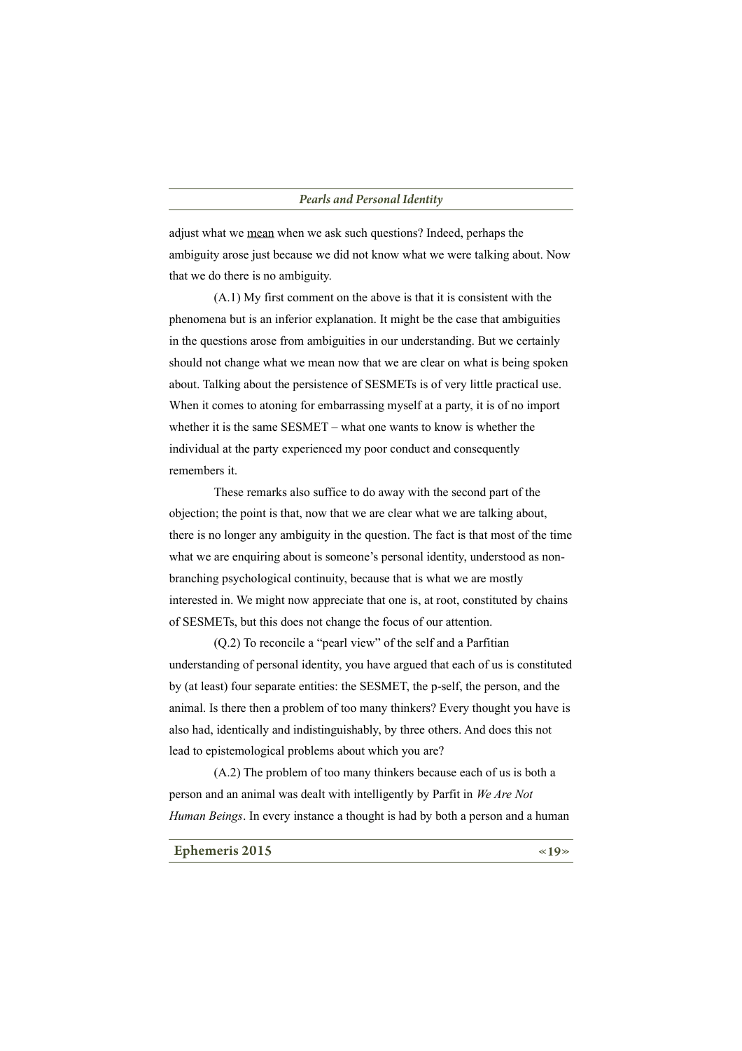adjust what we <u>mean</u> when we ask such questions? Indeed, perhaps the ambiguity arose just because we did not know what we were talking about. Now that we do there is no ambiguity.

(A.1) My first comment on the above is that it is consistent with the phenomena but is an inferior explanation. It might be the case that ambiguities in the questions arose from ambiguities in our understanding. But we certainly should not change what we mean now that we are clear on what is being spoken about. Talking about the persistence of SESMETs is of very little practical use. When it comes to atoning for embarrassing myself at a party, it is of no import whether it is the same SESMET – what one wants to know is whether the individual at the party experienced my poor conduct and consequently remembers it.

These remarks also suffice to do away with the second part of the objection; the point is that, now that we are clear what we are talking about, there is no longer any ambiguity in the question. The fact is that most of the time what we are enquiring about is someone's personal identity, understood as non-branching psychological continuity, because that is what we are mostly interested in. We might now appreciate that one is, at root, constituted by chains of SESMETs, but this does not change the focus of our attention.

(Q.2) To reconcile a "pearl view" of the self and a Parfitian understanding of personal identity, you have argued that each of us is constituted by (at least) four separate entities: the SESMET, the p-self, the person, and the animal. Is there then a problem of too many thinkers? Every thought you have is also had, identically and indistinguishably, by three others. And does this not lead to epistemological problems about which you are?

(A.2) The problem of too many thinkers because each of us is both a person and an animal was dealt with intelligently by Parfit in *We Are Not Human Beings*. In every instance a thought is had by both a person and a human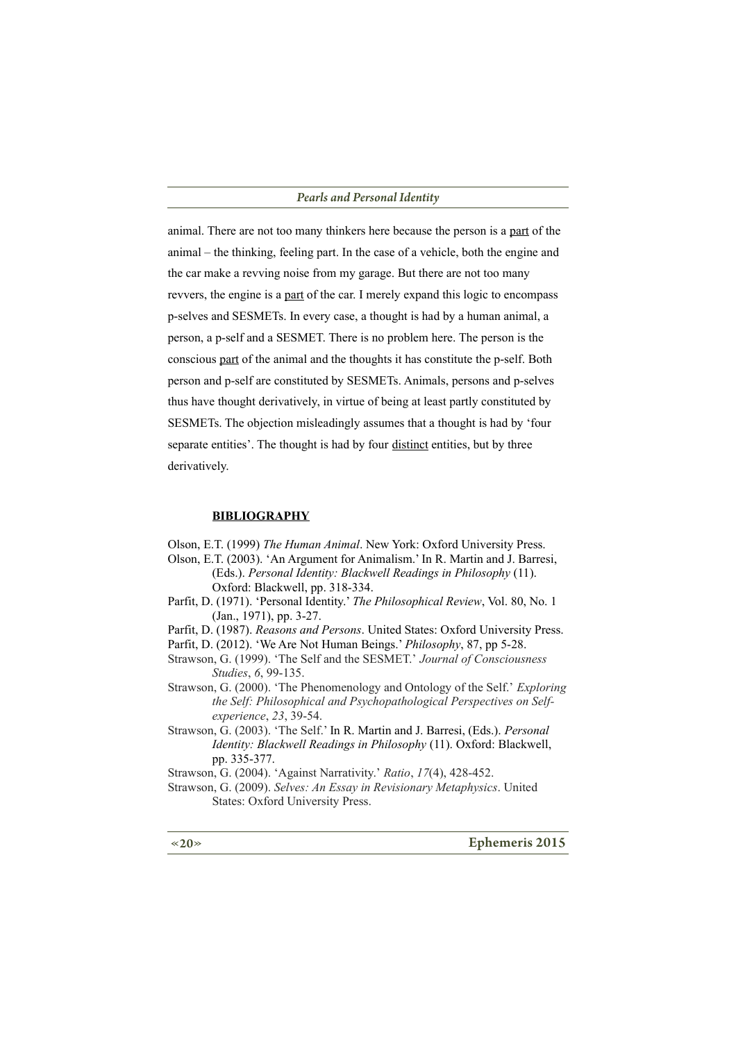animal. There are not too many thinkers here because the person is a <u>part</u> of the animal – the thinking, feeling part. In the case of a vehicle, both the engine and the car make a revving noise from my garage. But there are not too many revvers, the engine is a <u>part</u> of the car. I merely expand this logic to encompass p-selves and SESMETs. In every case, a thought is had by a human animal, a person, a p-self and a SESMET. There is no problem here. The person is the conscious <u>part</u> of the animal and the thoughts it has constitute the p-self. Both person and p-self are constituted by SESMETs. Animals, persons and p-selves thus have thought derivatively, in virtue of being at least partly constituted by SESMETs. The objection misleadingly assumes that a thought is had by 'four separate entities'. The thought is had by four <u>distinct</u> entities, but by three derivatively.

## BIBLIOGRAPHY

Olson, E.T. (1999) *The Human Animal*. New York: Oxford University Press.

Olson, E.T. (2003). 'An Argument for Animalism.' In R. Martin and J. Barresi, (Eds.). *Personal Identity: Blackwell Readings in Philosophy* (11). Oxford: Blackwell, pp. 318-334.

Parfit, D. (1971). 'Personal Identity.' *The Philosophical Review*, Vol. 80, No. 1 (Jan., 1971), pp. 3-27.

Parfit, D. (1987). *Reasons and Persons*. United States: Oxford University Press.

Parfit, D. (2012). 'We Are Not Human Beings.' *Philosophy*, 87, pp 5-28.

Strawson, G. (1999). 'The Self and the SESMET.' *Journal of Consciousness Studies*, *6*, 99-135.

Strawson, G. (2000). 'The Phenomenology and Ontology of the Self.' *Exploring the Self: Philosophical and Psychopathological Perspectives on Self-experience*, *23*, 39-54.

Strawson, G. (2003). 'The Self.' In R. Martin and J. Barresi, (Eds.). *Personal Identity: Blackwell Readings in Philosophy* (11). Oxford: Blackwell, pp. 335-377.

Strawson, G. (2004). 'Against Narrativity.' *Ratio*, *17*(4), 428-452.

Strawson, G. (2009). *Selves: An Essay in Revisionary Metaphysics*. United States: Oxford University Press.